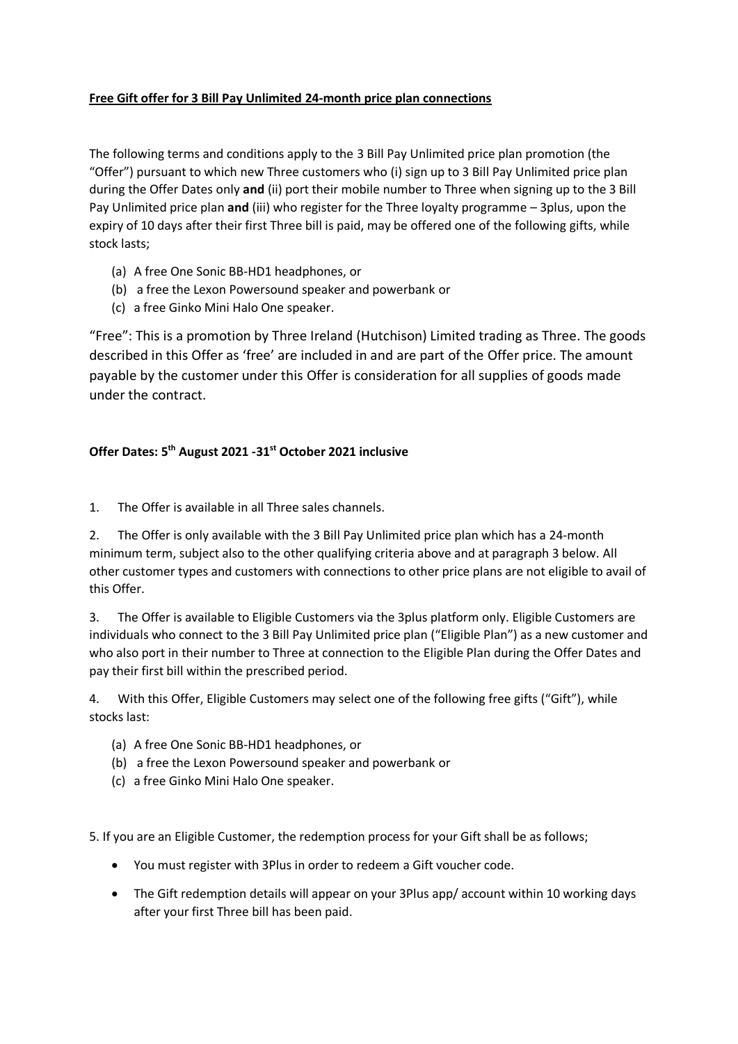**Free Gift offer for 3 Bill Pay Unlimited 24-month price plan connections**

The following terms and conditions apply to the 3 Bill Pay Unlimited price plan promotion (the "Offer") pursuant to which new Three customers who (i) sign up to 3 Bill Pay Unlimited price plan during the Offer Dates only **and** (ii) port their mobile number to Three when signing up to the 3 Bill Pay Unlimited price plan **and** (iii) who register for the Three loyalty programme – 3plus, upon the expiry of 10 days after their first Three bill is paid, may be offered one of the following gifts, while stock lasts;

(a) A free One Sonic BB-HD1 headphones, or
(b) a free the Lexon Powersound speaker and powerbank or
(c) a free Ginko Mini Halo One speaker.

"Free": This is a promotion by Three Ireland (Hutchison) Limited trading as Three. The goods described in this Offer as 'free' are included in and are part of the Offer price. The amount payable by the customer under this Offer is consideration for all supplies of goods made under the contract.

**Offer Dates: 5th August 2021 -31st October 2021 inclusive**

1. The Offer is available in all Three sales channels.

2. The Offer is only available with the 3 Bill Pay Unlimited price plan which has a 24-month minimum term, subject also to the other qualifying criteria above and at paragraph 3 below. All other customer types and customers with connections to other price plans are not eligible to avail of this Offer.

3. The Offer is available to Eligible Customers via the 3plus platform only. Eligible Customers are individuals who connect to the 3 Bill Pay Unlimited price plan ("Eligible Plan") as a new customer and who also port in their number to Three at connection to the Eligible Plan during the Offer Dates and pay their first bill within the prescribed period.

4. With this Offer, Eligible Customers may select one of the following free gifts ("Gift"), while stocks last:

(a) A free One Sonic BB-HD1 headphones, or
(b) a free the Lexon Powersound speaker and powerbank or
(c) a free Ginko Mini Halo One speaker.

5. If you are an Eligible Customer, the redemption process for your Gift shall be as follows;

- You must register with 3Plus in order to redeem a Gift voucher code.
- The Gift redemption details will appear on your 3Plus app/ account within 10 working days after your first Three bill has been paid.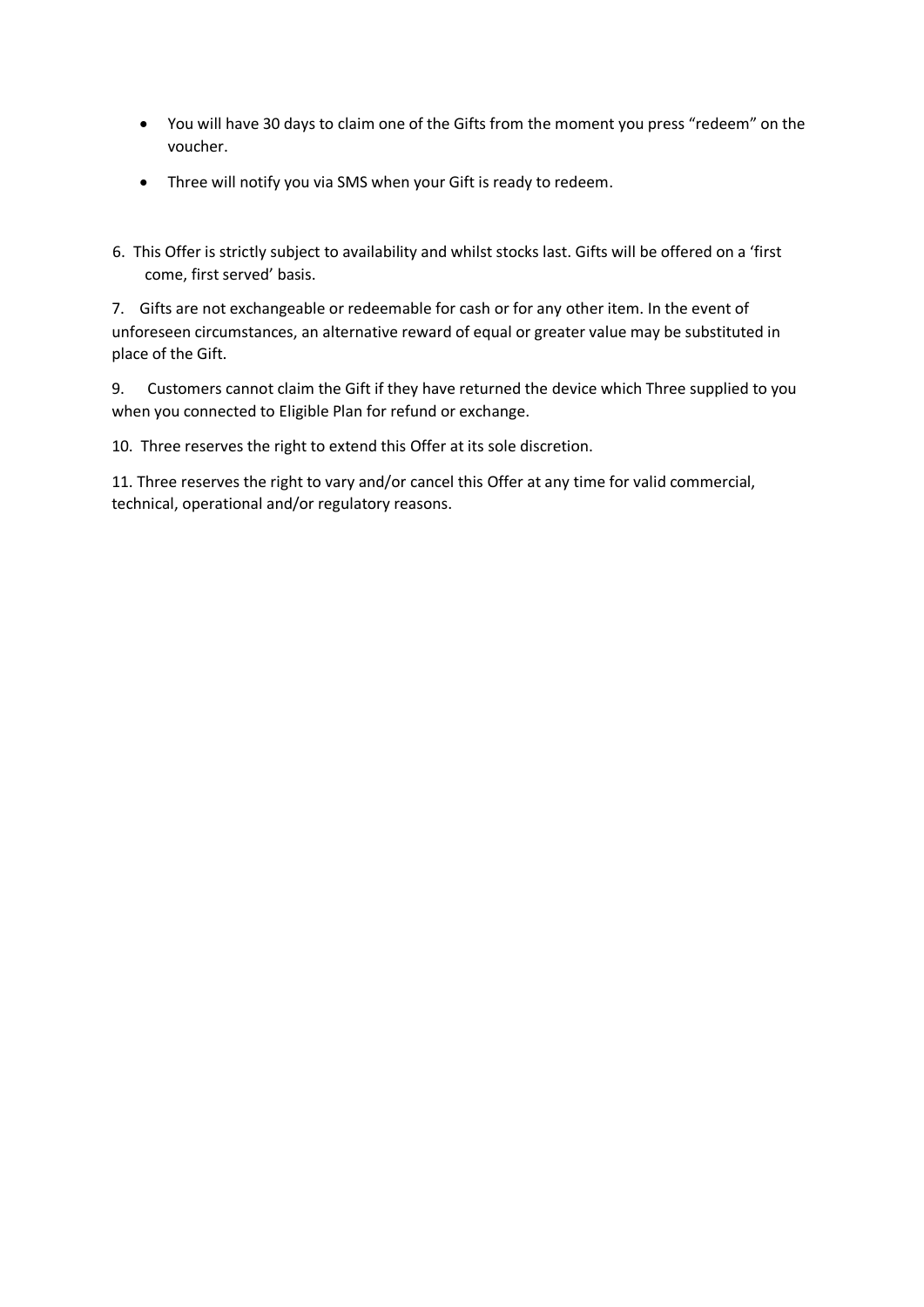- You will have 30 days to claim one of the Gifts from the moment you press "redeem" on the voucher.
- Three will notify you via SMS when your Gift is ready to redeem.

6. This Offer is strictly subject to availability and whilst stocks last. Gifts will be offered on a 'first come, first served' basis.

7. Gifts are not exchangeable or redeemable for cash or for any other item. In the event of unforeseen circumstances, an alternative reward of equal or greater value may be substituted in place of the Gift.

9. Customers cannot claim the Gift if they have returned the device which Three supplied to you when you connected to Eligible Plan for refund or exchange.

10. Three reserves the right to extend this Offer at its sole discretion.

11. Three reserves the right to vary and/or cancel this Offer at any time for valid commercial, technical, operational and/or regulatory reasons.